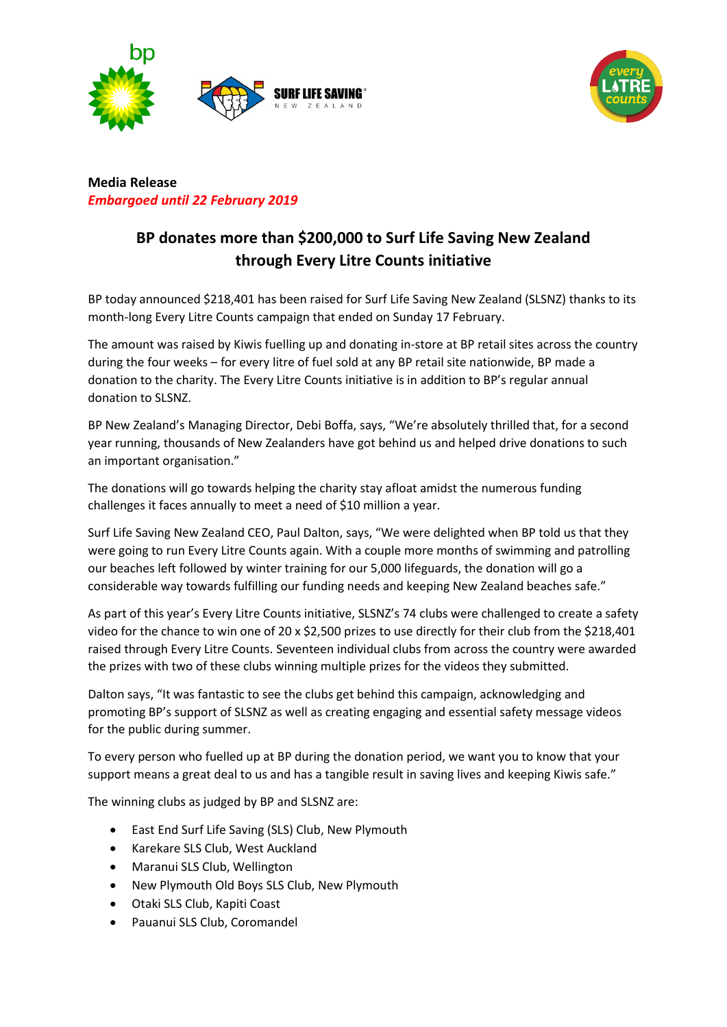**Media Release**
*Embargoed until 22 February 2019*

## BP donates more than $200,000 to Surf Life Saving New Zealand through Every Litre Counts initiative

BP today announced $218,401 has been raised for Surf Life Saving New Zealand (SLSNZ) thanks to its month-long Every Litre Counts campaign that ended on Sunday 17 February.

The amount was raised by Kiwis fuelling up and donating in-store at BP retail sites across the country during the four weeks – for every litre of fuel sold at any BP retail site nationwide, BP made a donation to the charity. The Every Litre Counts initiative is in addition to BP's regular annual donation to SLSNZ.

BP New Zealand's Managing Director, Debi Boffa, says, "We're absolutely thrilled that, for a second year running, thousands of New Zealanders have got behind us and helped drive donations to such an important organisation."

The donations will go towards helping the charity stay afloat amidst the numerous funding challenges it faces annually to meet a need of $10 million a year.

Surf Life Saving New Zealand CEO, Paul Dalton, says, "We were delighted when BP told us that they were going to run Every Litre Counts again. With a couple more months of swimming and patrolling our beaches left followed by winter training for our 5,000 lifeguards, the donation will go a considerable way towards fulfilling our funding needs and keeping New Zealand beaches safe."

As part of this year's Every Litre Counts initiative, SLSNZ's 74 clubs were challenged to create a safety video for the chance to win one of 20 x $2,500 prizes to use directly for their club from the $218,401 raised through Every Litre Counts. Seventeen individual clubs from across the country were awarded the prizes with two of these clubs winning multiple prizes for the videos they submitted.

Dalton says, "It was fantastic to see the clubs get behind this campaign, acknowledging and promoting BP's support of SLSNZ as well as creating engaging and essential safety message videos for the public during summer.

To every person who fuelled up at BP during the donation period, we want you to know that your support means a great deal to us and has a tangible result in saving lives and keeping Kiwis safe."

The winning clubs as judged by BP and SLSNZ are:

- East End Surf Life Saving (SLS) Club, New Plymouth
- Karekare SLS Club, West Auckland
- Maranui SLS Club, Wellington
- New Plymouth Old Boys SLS Club, New Plymouth
- Otaki SLS Club, Kapiti Coast
- Pauanui SLS Club, Coromandel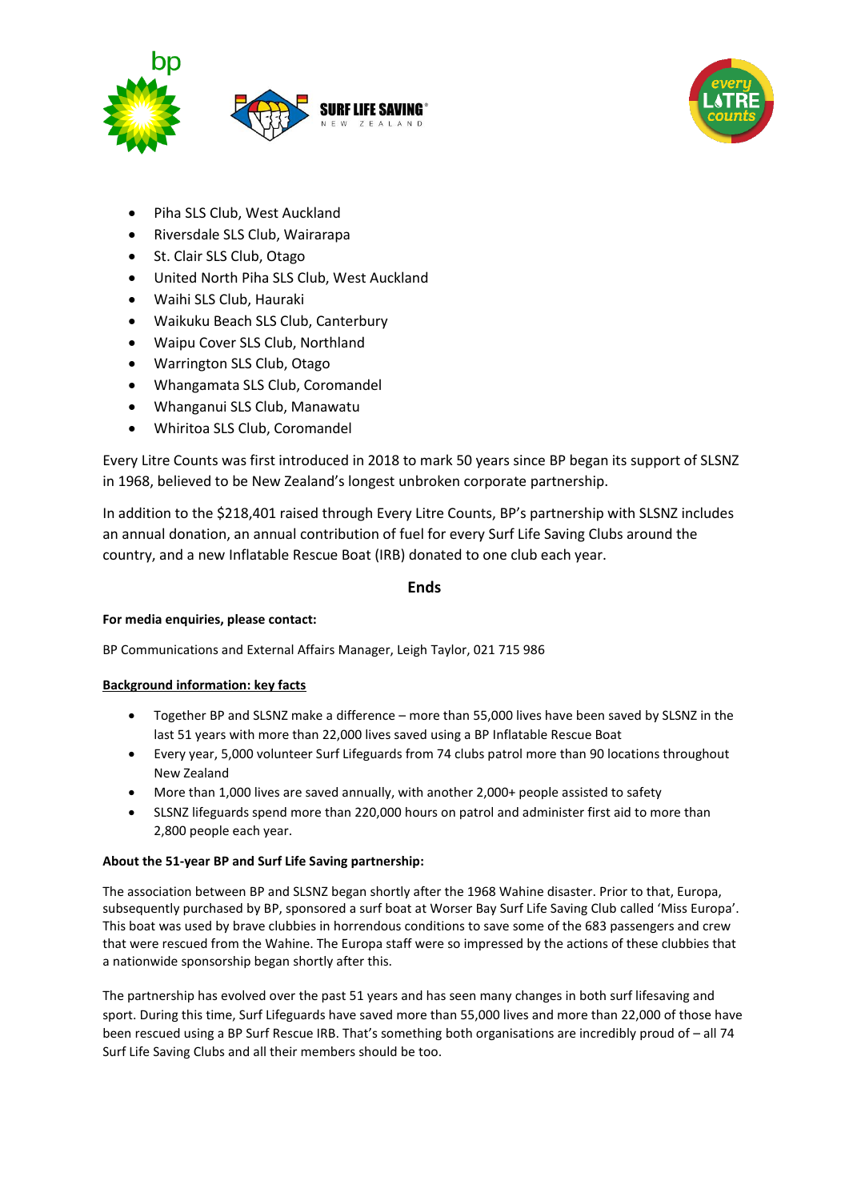- Piha SLS Club, West Auckland
- Riversdale SLS Club, Wairarapa
- St. Clair SLS Club, Otago
- United North Piha SLS Club, West Auckland
- Waihi SLS Club, Hauraki
- Waikuku Beach SLS Club, Canterbury
- Waipu Cover SLS Club, Northland
- Warrington SLS Club, Otago
- Whangamata SLS Club, Coromandel
- Whanganui SLS Club, Manawatu
- Whiritoa SLS Club, Coromandel

Every Litre Counts was first introduced in 2018 to mark 50 years since BP began its support of SLSNZ in 1968, believed to be New Zealand's longest unbroken corporate partnership.

In addition to the $218,401 raised through Every Litre Counts, BP's partnership with SLSNZ includes an annual donation, an annual contribution of fuel for every Surf Life Saving Clubs around the country, and a new Inflatable Rescue Boat (IRB) donated to one club each year.

**Ends**

**For media enquiries, please contact:**

BP Communications and External Affairs Manager, Leigh Taylor, 021 715 986

**Background information: key facts**

- Together BP and SLSNZ make a difference – more than 55,000 lives have been saved by SLSNZ in the last 51 years with more than 22,000 lives saved using a BP Inflatable Rescue Boat
- Every year, 5,000 volunteer Surf Lifeguards from 74 clubs patrol more than 90 locations throughout New Zealand
- More than 1,000 lives are saved annually, with another 2,000+ people assisted to safety
- SLSNZ lifeguards spend more than 220,000 hours on patrol and administer first aid to more than 2,800 people each year.

**About the 51-year BP and Surf Life Saving partnership:**

The association between BP and SLSNZ began shortly after the 1968 Wahine disaster. Prior to that, Europa, subsequently purchased by BP, sponsored a surf boat at Worser Bay Surf Life Saving Club called 'Miss Europa'. This boat was used by brave clubbies in horrendous conditions to save some of the 683 passengers and crew that were rescued from the Wahine. The Europa staff were so impressed by the actions of these clubbies that a nationwide sponsorship began shortly after this.

The partnership has evolved over the past 51 years and has seen many changes in both surf lifesaving and sport. During this time, Surf Lifeguards have saved more than 55,000 lives and more than 22,000 of those have been rescued using a BP Surf Rescue IRB. That's something both organisations are incredibly proud of – all 74 Surf Life Saving Clubs and all their members should be too.